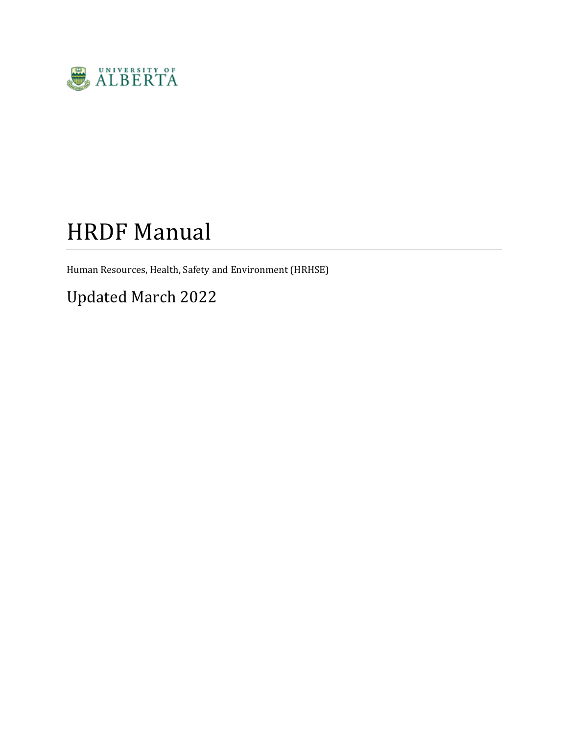UNIVERSITY OF ALBERTA

# HRDF Manual

Human Resources, Health, Safety and Environment (HRHSE)

## Updated March 2022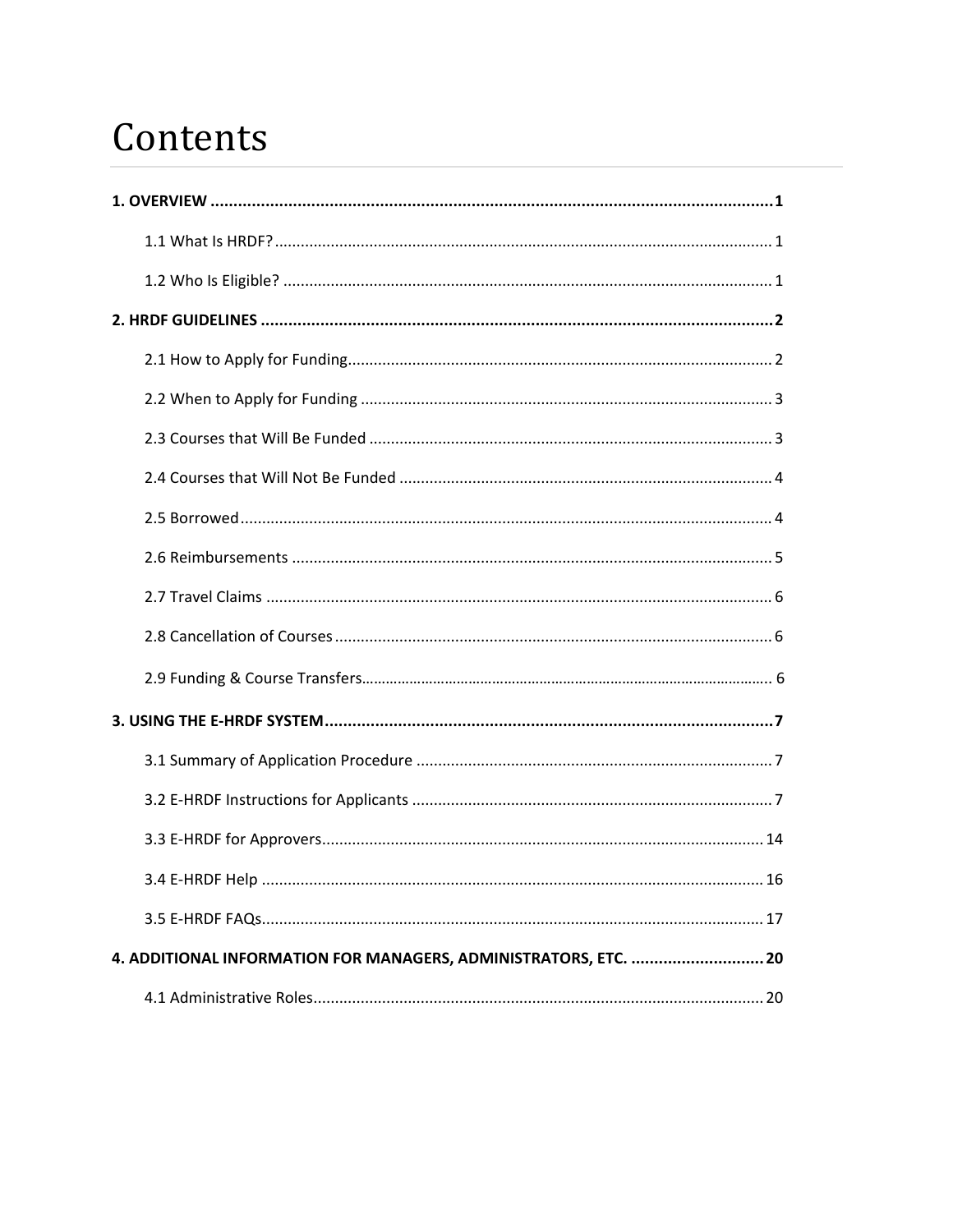# Contents

**1. OVERVIEW ........................................................................................................................ 1**

1.1 What Is HRDF? ........................................................................................................ 1

1.2 Who Is Eligible? ....................................................................................................... 1

**2. HRDF GUIDELINES ........................................................................................................ 2**

2.1 How to Apply for Funding ......................................................................................... 2

2.2 When to Apply for Funding ....................................................................................... 3

2.3 Courses that Will Be Funded ..................................................................................... 3

2.4 Courses that Will Not Be Funded ............................................................................... 4

2.5 Borrowed .................................................................................................................. 4

2.6 Reimbursements ........................................................................................................ 5

2.7 Travel Claims ............................................................................................................ 6

2.8 Cancellation of Courses ............................................................................................. 6

2.9 Funding & Course Transfers ...................................................................................... 6

**3. USING THE E-HRDF SYSTEM ......................................................................................... 7**

3.1 Summary of Application Procedure ........................................................................... 7

3.2 E-HRDF Instructions for Applicants ........................................................................... 7

3.3 E-HRDF for Approvers .............................................................................................. 14

3.4 E-HRDF Help ............................................................................................................ 16

3.5 E-HRDF FAQs ........................................................................................................... 17

**4. ADDITIONAL INFORMATION FOR MANAGERS, ADMINISTRATORS, ETC. .............................. 20**

4.1 Administrative Roles ................................................................................................. 20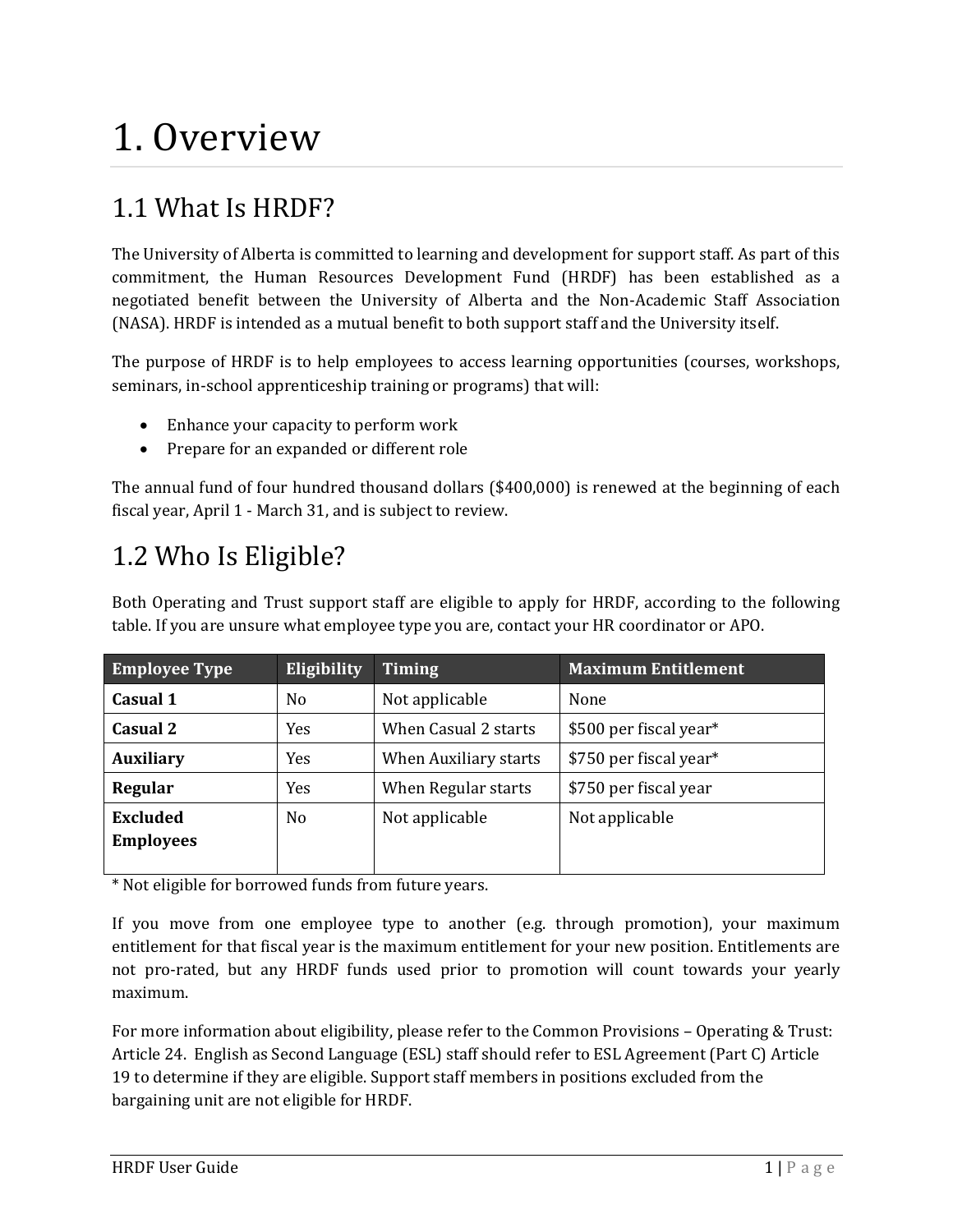# 1. Overview

## 1.1 What Is HRDF?

The University of Alberta is committed to learning and development for support staff. As part of this commitment, the Human Resources Development Fund (HRDF) has been established as a negotiated benefit between the University of Alberta and the Non-Academic Staff Association (NASA). HRDF is intended as a mutual benefit to both support staff and the University itself.

The purpose of HRDF is to help employees to access learning opportunities (courses, workshops, seminars, in-school apprenticeship training or programs) that will:

- Enhance your capacity to perform work
- Prepare for an expanded or different role

The annual fund of four hundred thousand dollars ($400,000) is renewed at the beginning of each fiscal year, April 1 - March 31, and is subject to review.

## 1.2 Who Is Eligible?

Both Operating and Trust support staff are eligible to apply for HRDF, according to the following table. If you are unsure what employee type you are, contact your HR coordinator or APO.

| Employee Type | Eligibility | Timing | Maximum Entitlement |
|---|---|---|---|
| **Casual 1** | No | Not applicable | None |
| **Casual 2** | Yes | When Casual 2 starts | $500 per fiscal year* |
| **Auxiliary** | Yes | When Auxiliary starts | $750 per fiscal year* |
| **Regular** | Yes | When Regular starts | $750 per fiscal year |
| **Excluded Employees** | No | Not applicable | Not applicable |

* Not eligible for borrowed funds from future years.

If you move from one employee type to another (e.g. through promotion), your maximum entitlement for that fiscal year is the maximum entitlement for your new position. Entitlements are not pro-rated, but any HRDF funds used prior to promotion will count towards your yearly maximum.

For more information about eligibility, please refer to the Common Provisions – Operating & Trust: Article 24. English as Second Language (ESL) staff should refer to ESL Agreement (Part C) Article 19 to determine if they are eligible. Support staff members in positions excluded from the bargaining unit are not eligible for HRDF.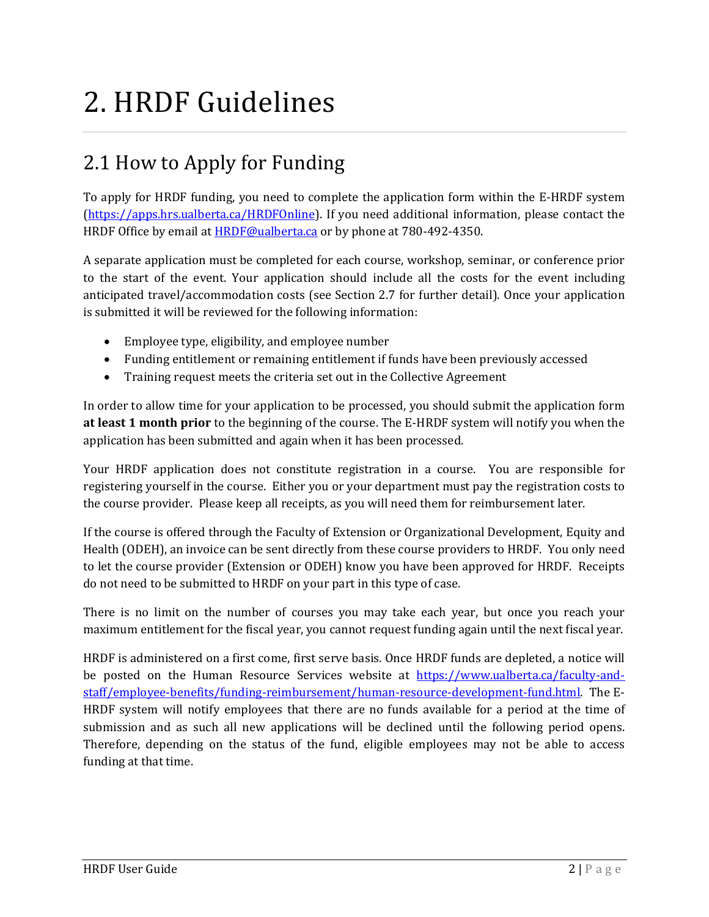# 2. HRDF Guidelines

## 2.1 How to Apply for Funding

To apply for HRDF funding, you need to complete the application form within the E-HRDF system (https://apps.hrs.ualberta.ca/HRDFOnline). If you need additional information, please contact the HRDF Office by email at HRDF@ualberta.ca or by phone at 780-492-4350.

A separate application must be completed for each course, workshop, seminar, or conference prior to the start of the event. Your application should include all the costs for the event including anticipated travel/accommodation costs (see Section 2.7 for further detail). Once your application is submitted it will be reviewed for the following information:

- Employee type, eligibility, and employee number
- Funding entitlement or remaining entitlement if funds have been previously accessed
- Training request meets the criteria set out in the Collective Agreement

In order to allow time for your application to be processed, you should submit the application form **at least 1 month prior** to the beginning of the course. The E-HRDF system will notify you when the application has been submitted and again when it has been processed.

Your HRDF application does not constitute registration in a course. You are responsible for registering yourself in the course. Either you or your department must pay the registration costs to the course provider. Please keep all receipts, as you will need them for reimbursement later.

If the course is offered through the Faculty of Extension or Organizational Development, Equity and Health (ODEH), an invoice can be sent directly from these course providers to HRDF. You only need to let the course provider (Extension or ODEH) know you have been approved for HRDF. Receipts do not need to be submitted to HRDF on your part in this type of case.

There is no limit on the number of courses you may take each year, but once you reach your maximum entitlement for the fiscal year, you cannot request funding again until the next fiscal year.

HRDF is administered on a first come, first serve basis. Once HRDF funds are depleted, a notice will be posted on the Human Resource Services website at https://www.ualberta.ca/faculty-and-staff/employee-benefits/funding-reimbursement/human-resource-development-fund.html. The E-HRDF system will notify employees that there are no funds available for a period at the time of submission and as such all new applications will be declined until the following period opens. Therefore, depending on the status of the fund, eligible employees may not be able to access funding at that time.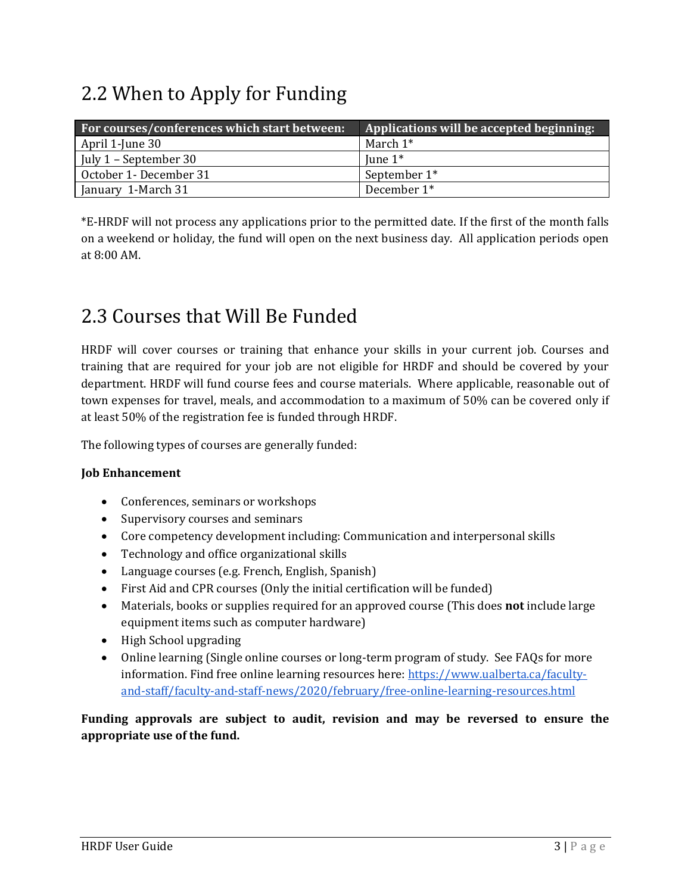## 2.2 When to Apply for Funding

| For courses/conferences which start between: | Applications will be accepted beginning: |
|---|---|
| April 1-June 30 | March 1* |
| July 1 – September 30 | June 1* |
| October 1- December 31 | September 1* |
| January 1-March 31 | December 1* |

*E-HRDF will not process any applications prior to the permitted date. If the first of the month falls on a weekend or holiday, the fund will open on the next business day. All application periods open at 8:00 AM.

## 2.3 Courses that Will Be Funded

HRDF will cover courses or training that enhance your skills in your current job. Courses and training that are required for your job are not eligible for HRDF and should be covered by your department. HRDF will fund course fees and course materials. Where applicable, reasonable out of town expenses for travel, meals, and accommodation to a maximum of 50% can be covered only if at least 50% of the registration fee is funded through HRDF.

The following types of courses are generally funded:

**Job Enhancement**

- Conferences, seminars or workshops
- Supervisory courses and seminars
- Core competency development including: Communication and interpersonal skills
- Technology and office organizational skills
- Language courses (e.g. French, English, Spanish)
- First Aid and CPR courses (Only the initial certification will be funded)
- Materials, books or supplies required for an approved course (This does **not** include large equipment items such as computer hardware)
- High School upgrading
- Online learning (Single online courses or long-term program of study. See FAQs for more information. Find free online learning resources here: https://www.ualberta.ca/faculty-and-staff/faculty-and-staff-news/2020/february/free-online-learning-resources.html

**Funding approvals are subject to audit, revision and may be reversed to ensure the appropriate use of the fund.**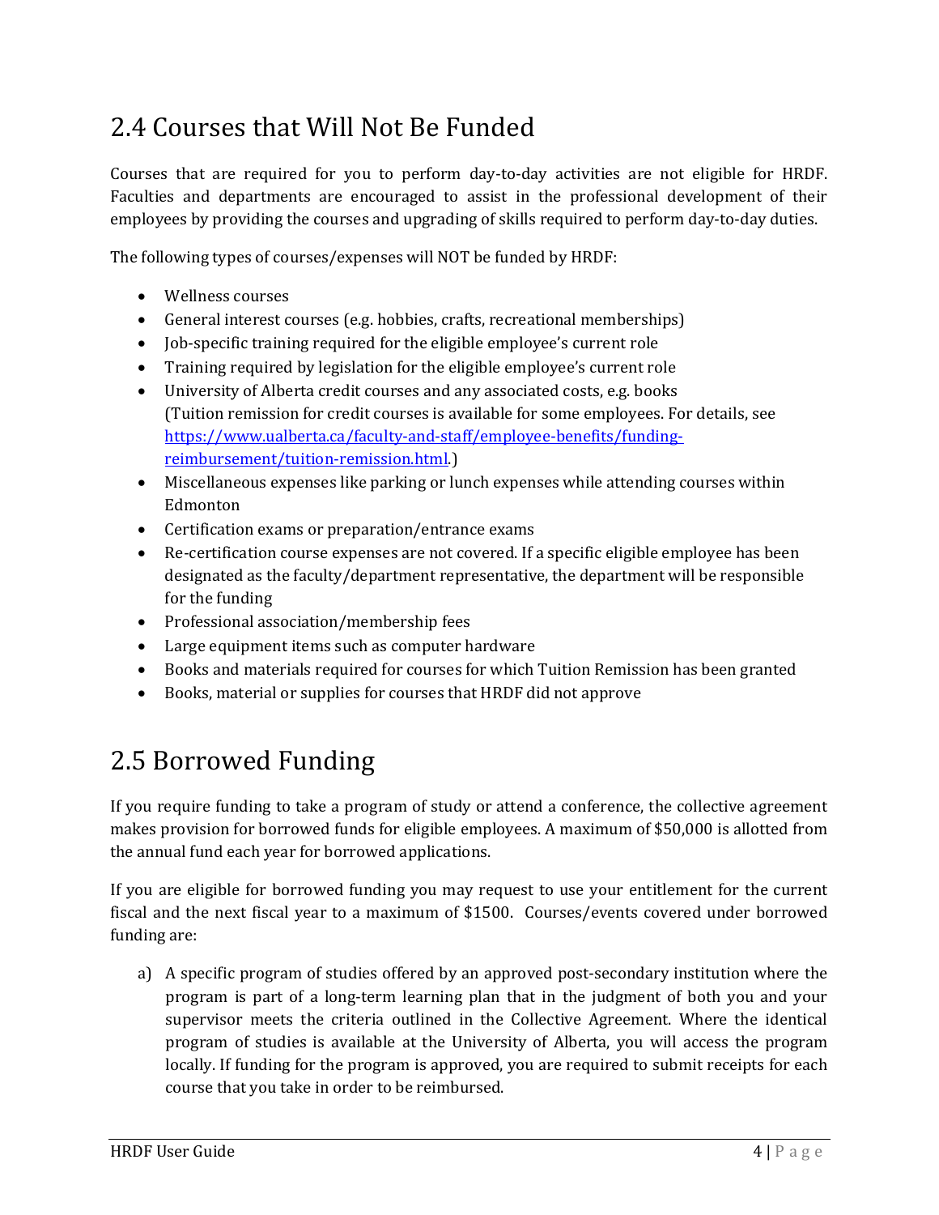## 2.4 Courses that Will Not Be Funded

Courses that are required for you to perform day-to-day activities are not eligible for HRDF. Faculties and departments are encouraged to assist in the professional development of their employees by providing the courses and upgrading of skills required to perform day-to-day duties.

The following types of courses/expenses will NOT be funded by HRDF:

- Wellness courses
- General interest courses (e.g. hobbies, crafts, recreational memberships)
- Job-specific training required for the eligible employee's current role
- Training required by legislation for the eligible employee's current role
- University of Alberta credit courses and any associated costs, e.g. books (Tuition remission for credit courses is available for some employees. For details, see [https://www.ualberta.ca/faculty-and-staff/employee-benefits/funding-reimbursement/tuition-remission.html](https://www.ualberta.ca/faculty-and-staff/employee-benefits/funding-reimbursement/tuition-remission.html).)
- Miscellaneous expenses like parking or lunch expenses while attending courses within Edmonton
- Certification exams or preparation/entrance exams
- Re-certification course expenses are not covered. If a specific eligible employee has been designated as the faculty/department representative, the department will be responsible for the funding
- Professional association/membership fees
- Large equipment items such as computer hardware
- Books and materials required for courses for which Tuition Remission has been granted
- Books, material or supplies for courses that HRDF did not approve

## 2.5 Borrowed Funding

If you require funding to take a program of study or attend a conference, the collective agreement makes provision for borrowed funds for eligible employees. A maximum of $50,000 is allotted from the annual fund each year for borrowed applications.

If you are eligible for borrowed funding you may request to use your entitlement for the current fiscal and the next fiscal year to a maximum of $1500. Courses/events covered under borrowed funding are:

a) A specific program of studies offered by an approved post-secondary institution where the program is part of a long-term learning plan that in the judgment of both you and your supervisor meets the criteria outlined in the Collective Agreement. Where the identical program of studies is available at the University of Alberta, you will access the program locally. If funding for the program is approved, you are required to submit receipts for each course that you take in order to be reimbursed.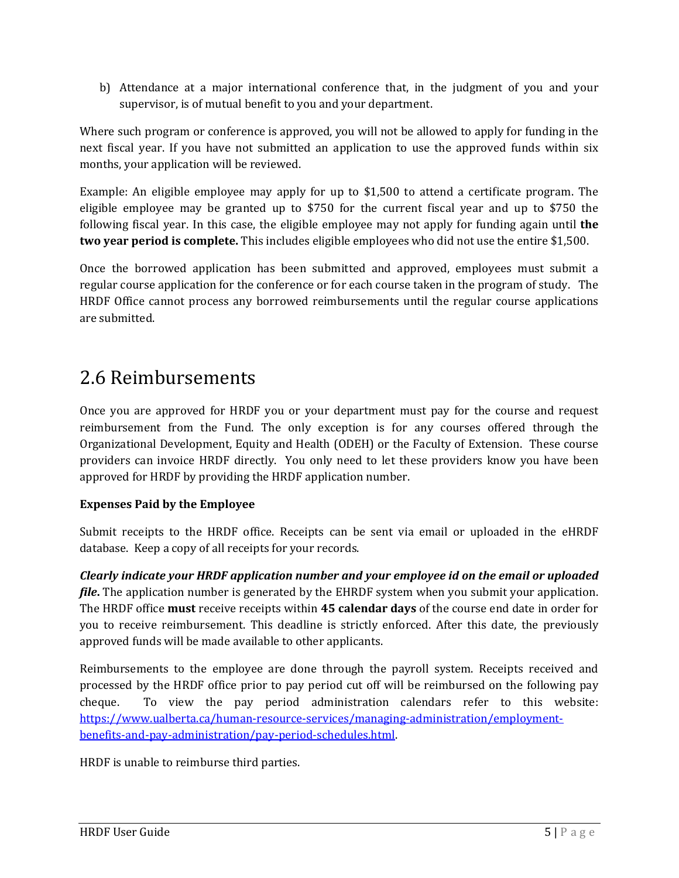b) Attendance at a major international conference that, in the judgment of you and your supervisor, is of mutual benefit to you and your department.

Where such program or conference is approved, you will not be allowed to apply for funding in the next fiscal year. If you have not submitted an application to use the approved funds within six months, your application will be reviewed.

Example: An eligible employee may apply for up to $1,500 to attend a certificate program. The eligible employee may be granted up to $750 for the current fiscal year and up to $750 the following fiscal year. In this case, the eligible employee may not apply for funding again until **the two year period is complete.** This includes eligible employees who did not use the entire $1,500.

Once the borrowed application has been submitted and approved, employees must submit a regular course application for the conference or for each course taken in the program of study. The HRDF Office cannot process any borrowed reimbursements until the regular course applications are submitted.

## 2.6 Reimbursements

Once you are approved for HRDF you or your department must pay for the course and request reimbursement from the Fund. The only exception is for any courses offered through the Organizational Development, Equity and Health (ODEH) or the Faculty of Extension. These course providers can invoice HRDF directly. You only need to let these providers know you have been approved for HRDF by providing the HRDF application number.

**Expenses Paid by the Employee**

Submit receipts to the HRDF office. Receipts can be sent via email or uploaded in the eHRDF database. Keep a copy of all receipts for your records.

***Clearly indicate your HRDF application number and your employee id on the email or uploaded file.*** The application number is generated by the EHRDF system when you submit your application. The HRDF office **must** receive receipts within **45 calendar days** of the course end date in order for you to receive reimbursement. This deadline is strictly enforced. After this date, the previously approved funds will be made available to other applicants.

Reimbursements to the employee are done through the payroll system. Receipts received and processed by the HRDF office prior to pay period cut off will be reimbursed on the following pay cheque. To view the pay period administration calendars refer to this website: https://www.ualberta.ca/human-resource-services/managing-administration/employment-benefits-and-pay-administration/pay-period-schedules.html.

HRDF is unable to reimburse third parties.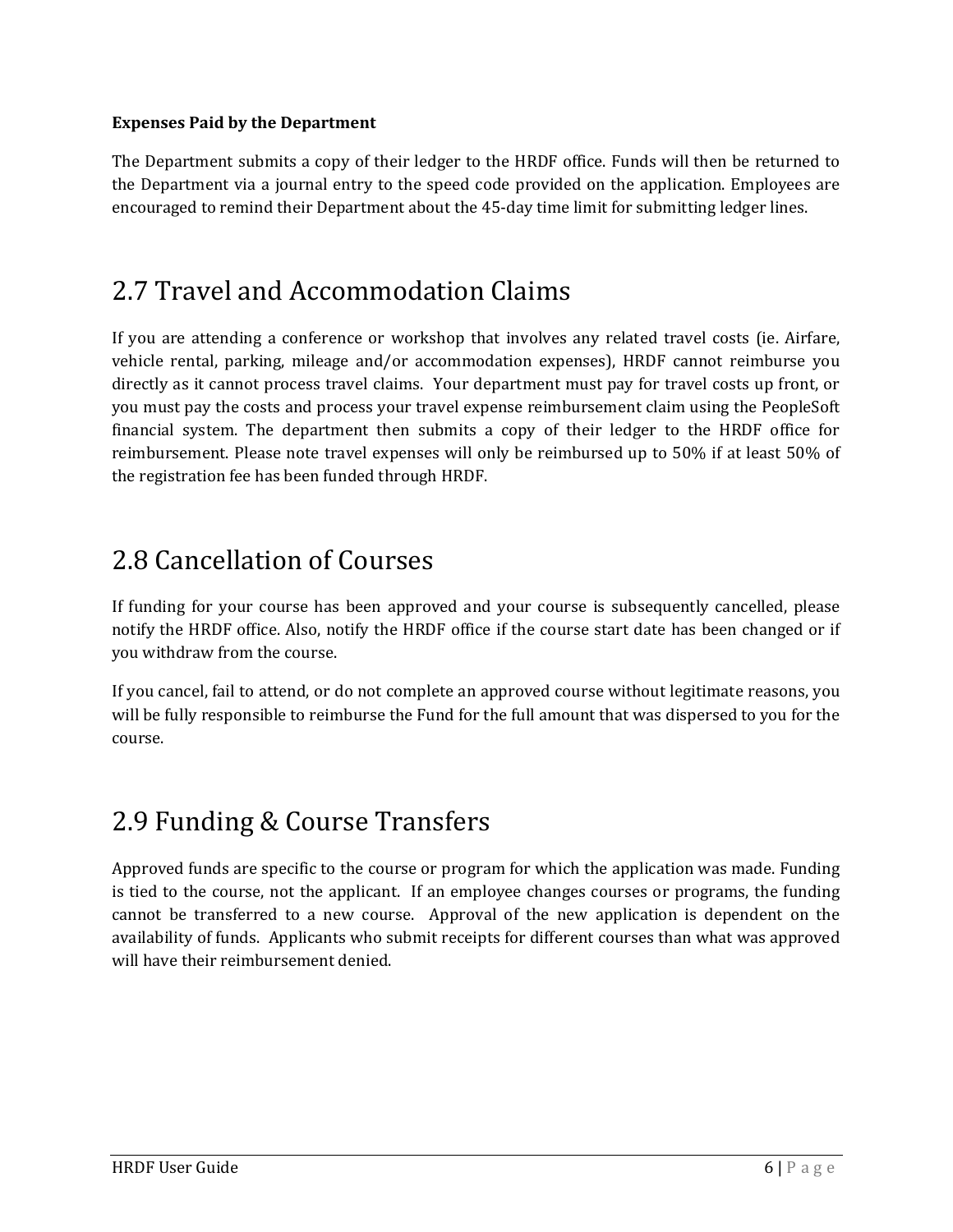**Expenses Paid by the Department**

The Department submits a copy of their ledger to the HRDF office. Funds will then be returned to the Department via a journal entry to the speed code provided on the application. Employees are encouraged to remind their Department about the 45-day time limit for submitting ledger lines.

## 2.7 Travel and Accommodation Claims

If you are attending a conference or workshop that involves any related travel costs (ie. Airfare, vehicle rental, parking, mileage and/or accommodation expenses), HRDF cannot reimburse you directly as it cannot process travel claims. Your department must pay for travel costs up front, or you must pay the costs and process your travel expense reimbursement claim using the PeopleSoft financial system. The department then submits a copy of their ledger to the HRDF office for reimbursement. Please note travel expenses will only be reimbursed up to 50% if at least 50% of the registration fee has been funded through HRDF.

## 2.8 Cancellation of Courses

If funding for your course has been approved and your course is subsequently cancelled, please notify the HRDF office. Also, notify the HRDF office if the course start date has been changed or if you withdraw from the course.

If you cancel, fail to attend, or do not complete an approved course without legitimate reasons, you will be fully responsible to reimburse the Fund for the full amount that was dispersed to you for the course.

## 2.9 Funding & Course Transfers

Approved funds are specific to the course or program for which the application was made. Funding is tied to the course, not the applicant. If an employee changes courses or programs, the funding cannot be transferred to a new course. Approval of the new application is dependent on the availability of funds. Applicants who submit receipts for different courses than what was approved will have their reimbursement denied.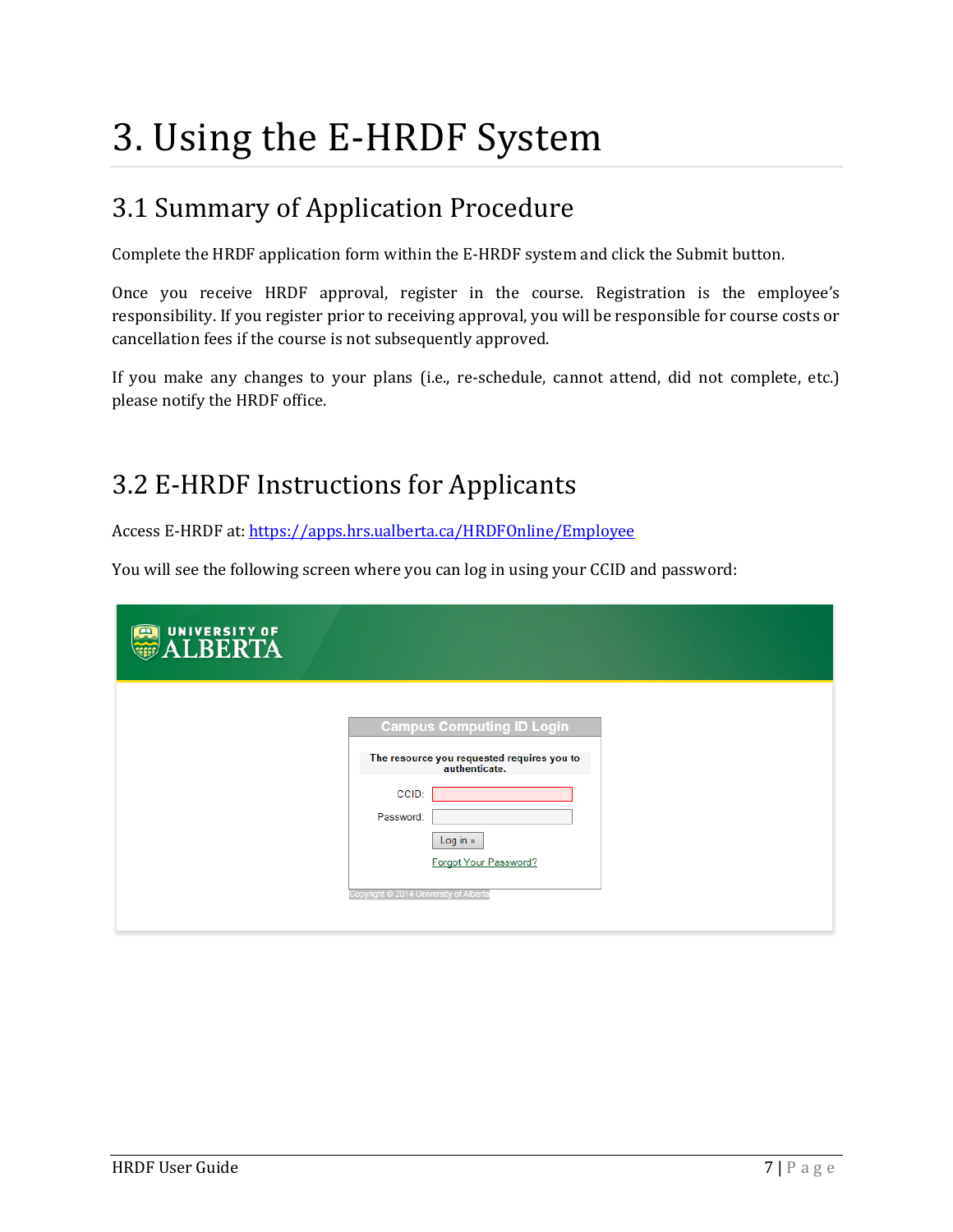# 3. Using the E-HRDF System

## 3.1 Summary of Application Procedure

Complete the HRDF application form within the E-HRDF system and click the Submit button.

Once you receive HRDF approval, register in the course. Registration is the employee's responsibility. If you register prior to receiving approval, you will be responsible for course costs or cancellation fees if the course is not subsequently approved.

If you make any changes to your plans (i.e., re-schedule, cannot attend, did not complete, etc.) please notify the HRDF office.

## 3.2 E-HRDF Instructions for Applicants

Access E-HRDF at: [https://apps.hrs.ualberta.ca/HRDFOnline/Employee](https://apps.hrs.ualberta.ca/HRDFOnline/Employee)

You will see the following screen where you can log in using your CCID and password:

UNIVERSITY OF ALBERTA

Campus Computing ID Login

The resource you requested requires you to authenticate.

CCID:

Password:

Log in »

Forgot Your Password?

Copyright © 2014 University of Alberta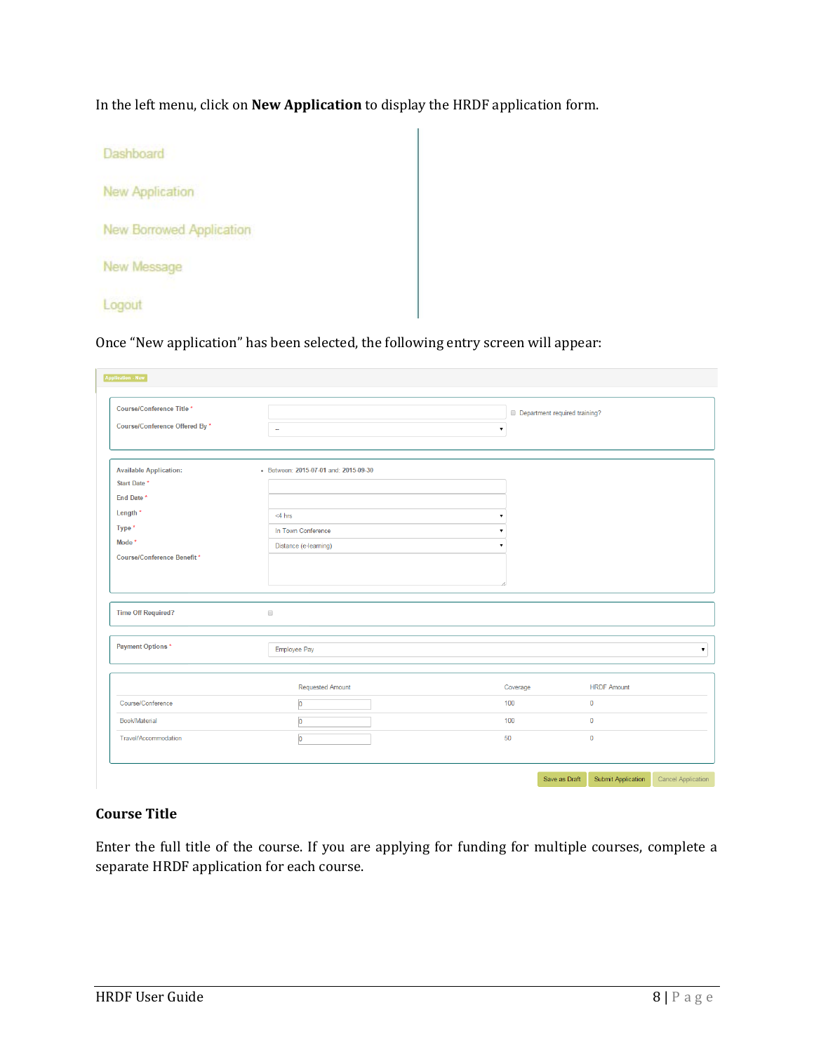In the left menu, click on **New Application** to display the HRDF application form.

Dashboard

New Application

New Borrowed Application

New Message

Logout

Once "New application" has been selected, the following entry screen will appear:

Application New

Course/Conference Title *

Department required training?

Course/Conference Offered By *

--

Available Application:

• Between: 2015-07-01 and: 2015-09-30

Start Date *

End Date *

Length *

<4 hrs

Type *

In Town Conference

Mode *

Distance (e-learning)

Course/Conference Benefit *

Time Off Required?

Payment Options *

Employee Pay

| | Requested Amount | Coverage | HRDF Amount |
|---|---|---|---|
| Course/Conference | 0 | 100 | 0 |
| Book/Material | 0 | 100 | 0 |
| Travel/Accommodation | 0 | 50 | 0 |

Save as Draft | Submit Application | Cancel Application

## Course Title

Enter the full title of the course. If you are applying for funding for multiple courses, complete a separate HRDF application for each course.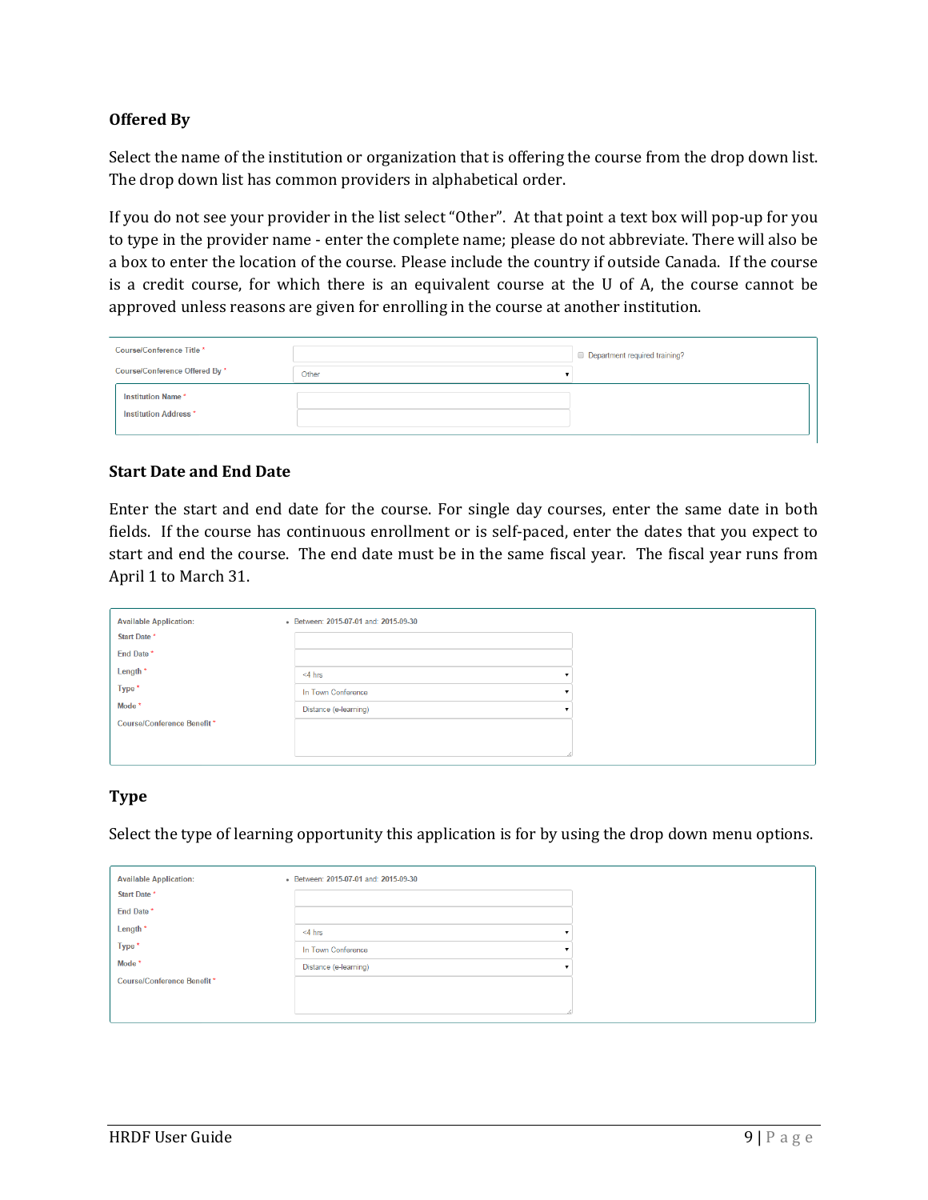### Offered By

Select the name of the institution or organization that is offering the course from the drop down list. The drop down list has common providers in alphabetical order.

If you do not see your provider in the list select "Other". At that point a text box will pop-up for you to type in the provider name - enter the complete name; please do not abbreviate. There will also be a box to enter the location of the course. Please include the country if outside Canada. If the course is a credit course, for which there is an equivalent course at the U of A, the course cannot be approved unless reasons are given for enrolling in the course at another institution.

Course/Conference Title *
Department required training?
Course/Conference Offered By *
Other
Institution Name *
Institution Address *

### Start Date and End Date

Enter the start and end date for the course. For single day courses, enter the same date in both fields. If the course has continuous enrollment or is self-paced, enter the dates that you expect to start and end the course. The end date must be in the same fiscal year. The fiscal year runs from April 1 to March 31.

Available Application:
• Between: 2015-07-01 and: 2015-09-30
Start Date *
End Date *
Length *
<4 hrs
Type *
In Town Conference
Mode *
Distance (e-learning)
Course/Conference Benefit *

### Type

Select the type of learning opportunity this application is for by using the drop down menu options.

Available Application:
• Between: 2015-07-01 and: 2015-09-30
Start Date *
End Date *
Length *
<4 hrs
Type *
In Town Conference
Mode *
Distance (e-learning)
Course/Conference Benefit *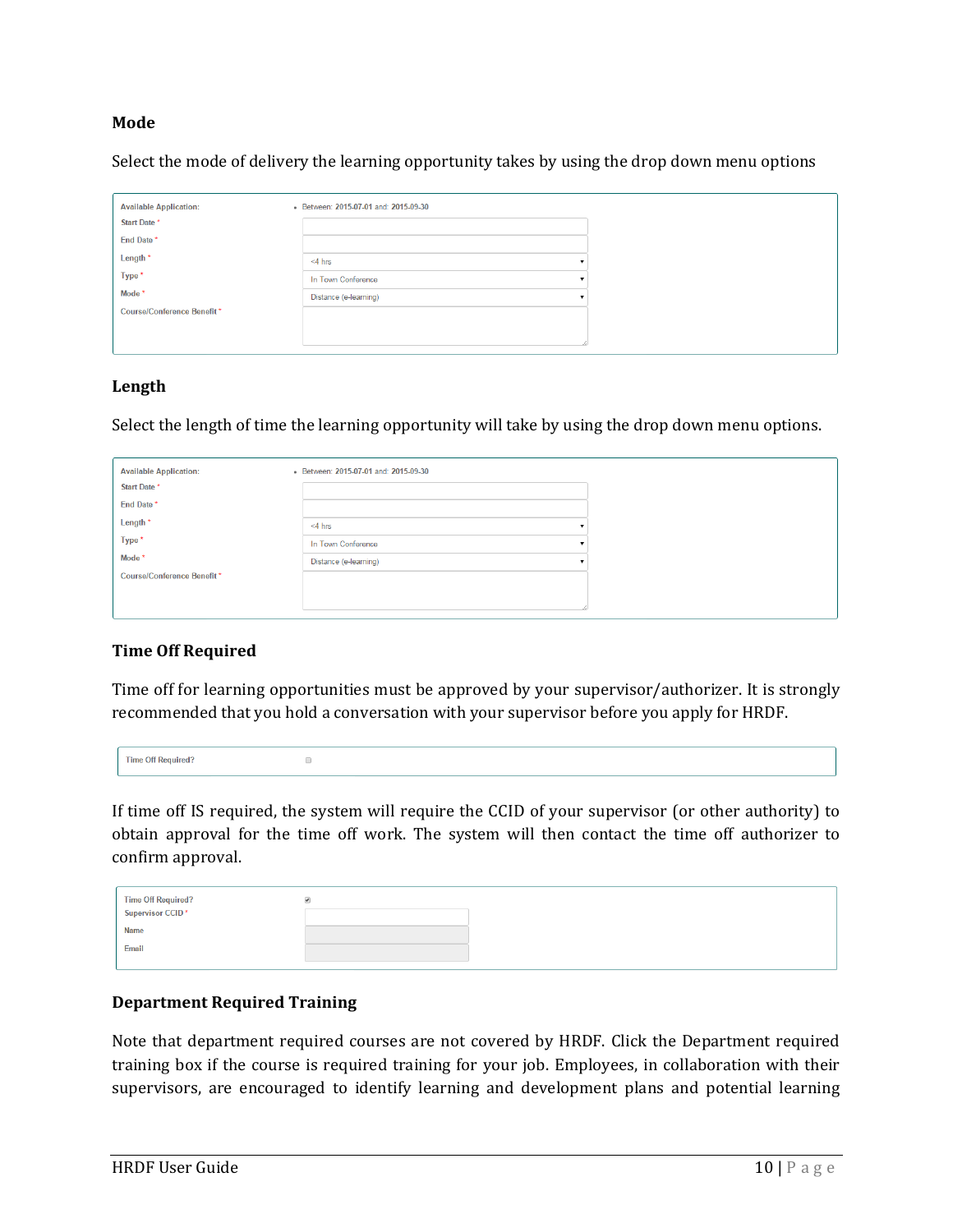### Mode

Select the mode of delivery the learning opportunity takes by using the drop down menu options

| Available Application: | • Between: 2015-07-01 and: 2015-09-30 |
|---|---|
| Start Date * | |
| End Date * | |
| Length * | <4 hrs |
| Type * | In Town Conference |
| Mode * | Distance (e-learning) |
| Course/Conference Benefit * | |

### Length

Select the length of time the learning opportunity will take by using the drop down menu options.

| Available Application: | • Between: 2015-07-01 and: 2015-09-30 |
|---|---|
| Start Date * | |
| End Date * | |
| Length * | <4 hrs |
| Type * | In Town Conference |
| Mode * | Distance (e-learning) |
| Course/Conference Benefit * | |

### Time Off Required

Time off for learning opportunities must be approved by your supervisor/authorizer. It is strongly recommended that you hold a conversation with your supervisor before you apply for HRDF.

| Time Off Required? | ☐ |
|---|---|

If time off IS required, the system will require the CCID of your supervisor (or other authority) to obtain approval for the time off work. The system will then contact the time off authorizer to confirm approval.

| Time Off Required? | ☑ |
|---|---|
| Supervisor CCID * | |
| Name | |
| Email | |

### Department Required Training

Note that department required courses are not covered by HRDF. Click the Department required training box if the course is required training for your job. Employees, in collaboration with their supervisors, are encouraged to identify learning and development plans and potential learning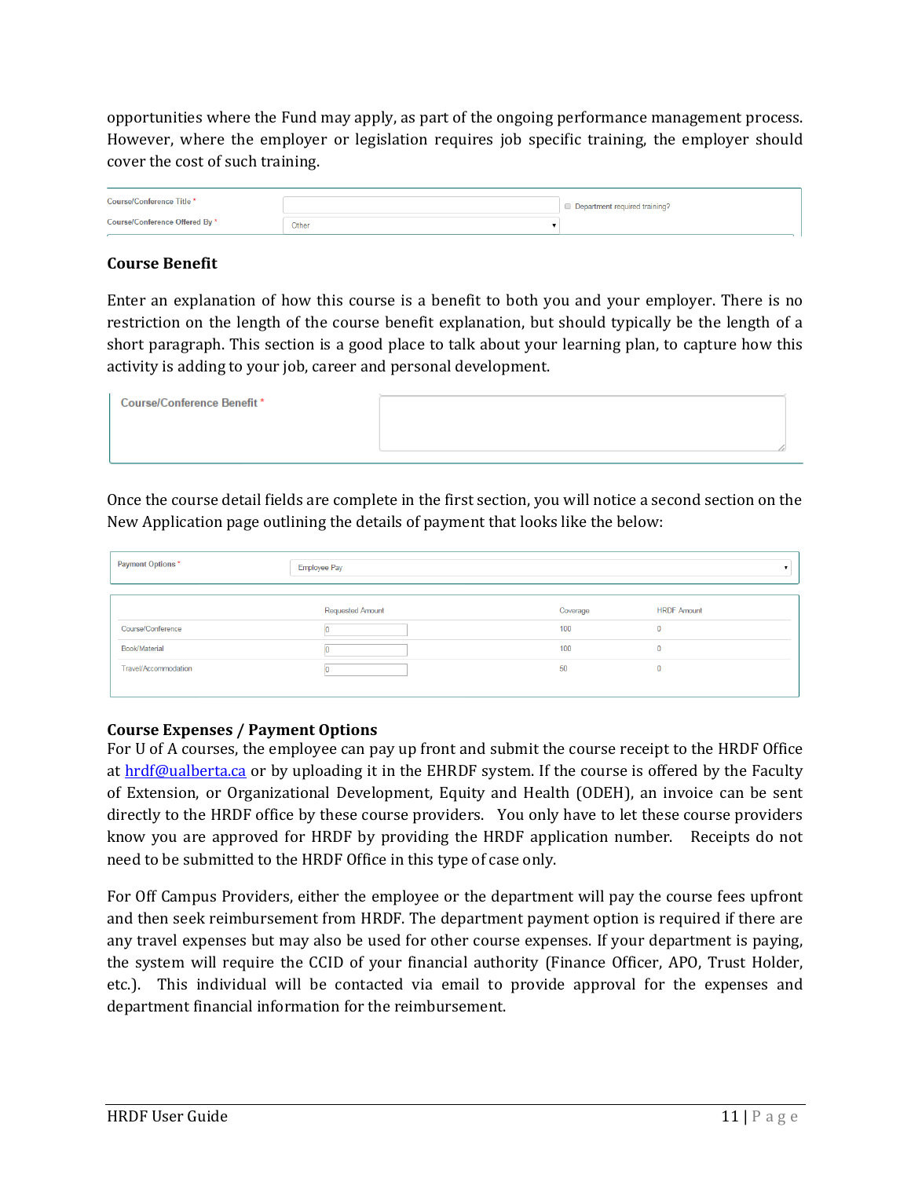opportunities where the Fund may apply, as part of the ongoing performance management process. However, where the employer or legislation requires job specific training, the employer should cover the cost of such training.

| | | |
|---|---|---|
| Course/Conference Title * | | Department required training? |
| Course/Conference Offered By * | Other | |

### Course Benefit

Enter an explanation of how this course is a benefit to both you and your employer. There is no restriction on the length of the course benefit explanation, but should typically be the length of a short paragraph. This section is a good place to talk about your learning plan, to capture how this activity is adding to your job, career and personal development.

| | |
|---|---|
| Course/Conference Benefit * | |

Once the course detail fields are complete in the first section, you will notice a second section on the New Application page outlining the details of payment that looks like the below:

| | |
|---|---|
| Payment Options * | Employee Pay |

| | Requested Amount | Coverage | HRDF Amount |
|---|---|---|---|
| Course/Conference | 0 | 100 | 0 |
| Book/Material | 0 | 100 | 0 |
| Travel/Accommodation | 0 | 50 | 0 |

### Course Expenses / Payment Options

For U of A courses, the employee can pay up front and submit the course receipt to the HRDF Office at hrdf@ualberta.ca or by uploading it in the EHRDF system. If the course is offered by the Faculty of Extension, or Organizational Development, Equity and Health (ODEH), an invoice can be sent directly to the HRDF office by these course providers. You only have to let these course providers know you are approved for HRDF by providing the HRDF application number. Receipts do not need to be submitted to the HRDF Office in this type of case only.

For Off Campus Providers, either the employee or the department will pay the course fees upfront and then seek reimbursement from HRDF. The department payment option is required if there are any travel expenses but may also be used for other course expenses. If your department is paying, the system will require the CCID of your financial authority (Finance Officer, APO, Trust Holder, etc.). This individual will be contacted via email to provide approval for the expenses and department financial information for the reimbursement.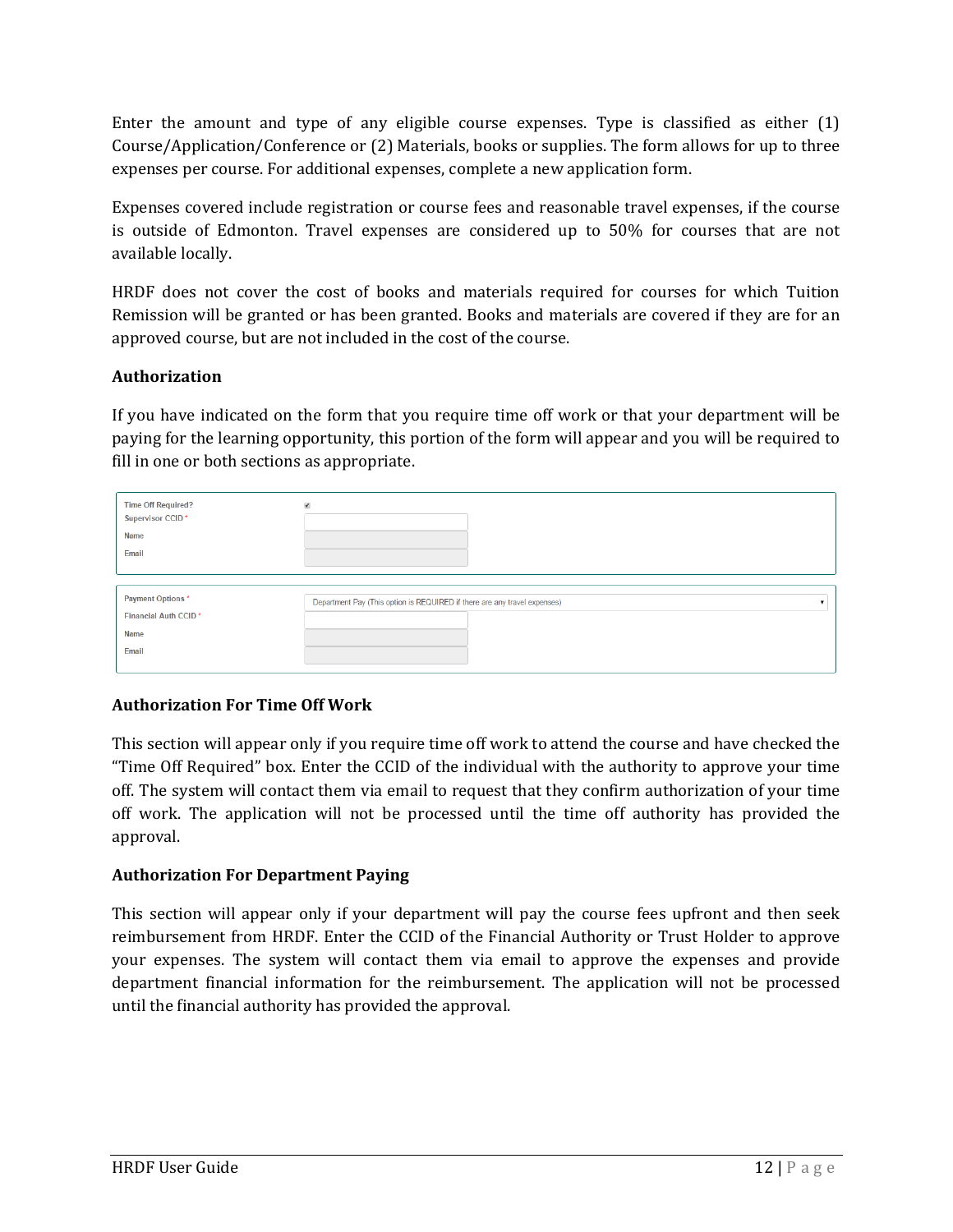Enter the amount and type of any eligible course expenses. Type is classified as either (1) Course/Application/Conference or (2) Materials, books or supplies. The form allows for up to three expenses per course. For additional expenses, complete a new application form.

Expenses covered include registration or course fees and reasonable travel expenses, if the course is outside of Edmonton. Travel expenses are considered up to 50% for courses that are not available locally.

HRDF does not cover the cost of books and materials required for courses for which Tuition Remission will be granted or has been granted. Books and materials are covered if they are for an approved course, but are not included in the cost of the course.

**Authorization**

If you have indicated on the form that you require time off work or that your department will be paying for the learning opportunity, this portion of the form will appear and you will be required to fill in one or both sections as appropriate.

| | |
|---|---|
| Time Off Required? | ☑ |
| Supervisor CCID * | |
| Name | |
| Email | |

| | |
|---|---|
| Payment Options * | Department Pay (This option is REQUIRED if there are any travel expenses) |
| Financial Auth CCID * | |
| Name | |
| Email | |

**Authorization For Time Off Work**

This section will appear only if you require time off work to attend the course and have checked the "Time Off Required" box. Enter the CCID of the individual with the authority to approve your time off. The system will contact them via email to request that they confirm authorization of your time off work. The application will not be processed until the time off authority has provided the approval.

**Authorization For Department Paying**

This section will appear only if your department will pay the course fees upfront and then seek reimbursement from HRDF. Enter the CCID of the Financial Authority or Trust Holder to approve your expenses. The system will contact them via email to approve the expenses and provide department financial information for the reimbursement. The application will not be processed until the financial authority has provided the approval.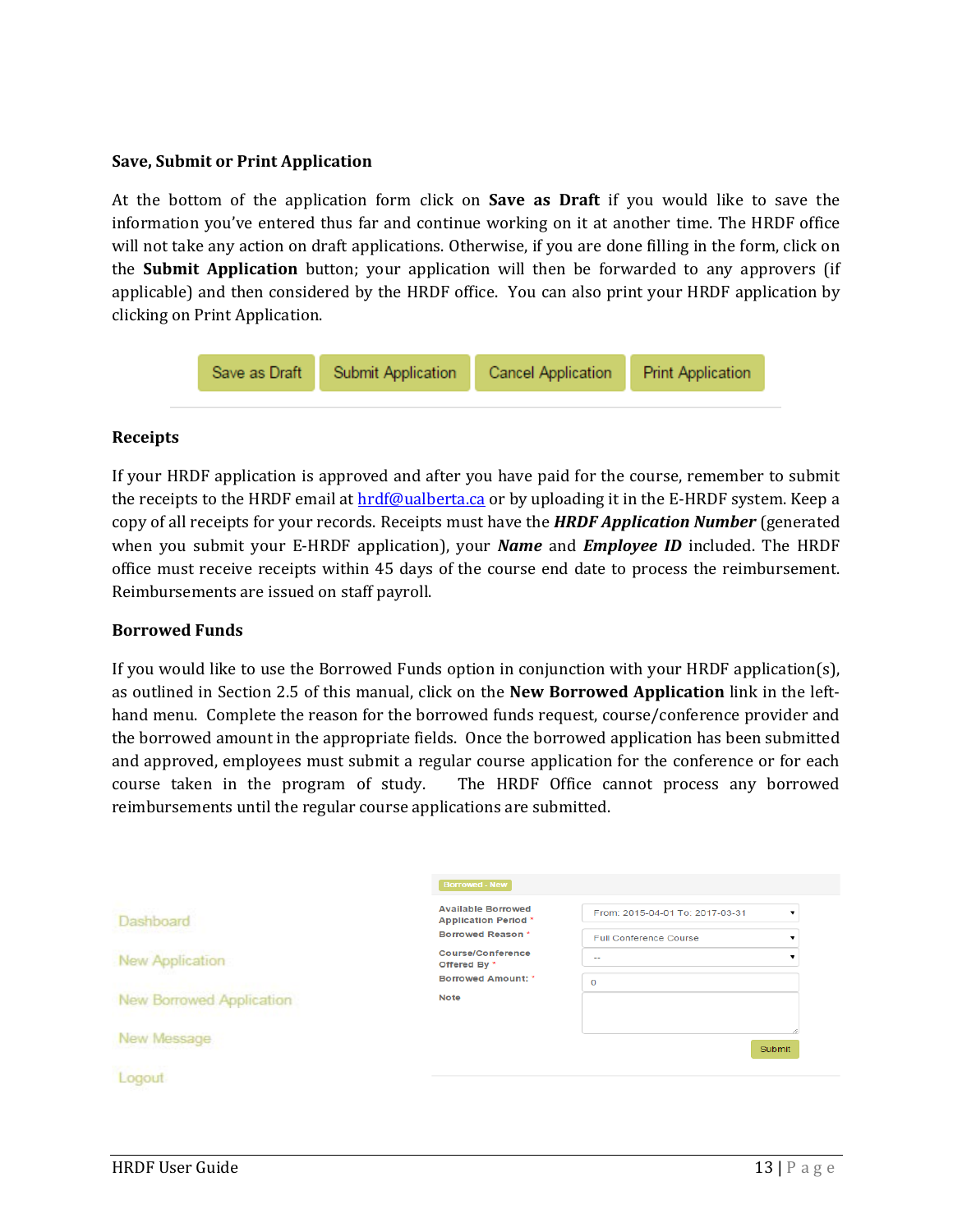### Save, Submit or Print Application

At the bottom of the application form click on **Save as Draft** if you would like to save the information you've entered thus far and continue working on it at another time. The HRDF office will not take any action on draft applications. Otherwise, if you are done filling in the form, click on the **Submit Application** button; your application will then be forwarded to any approvers (if applicable) and then considered by the HRDF office. You can also print your HRDF application by clicking on Print Application.

Save as Draft | Submit Application | Cancel Application | Print Application

### Receipts

If your HRDF application is approved and after you have paid for the course, remember to submit the receipts to the HRDF email at hrdf@ualberta.ca or by uploading it in the E-HRDF system. Keep a copy of all receipts for your records. Receipts must have the ***HRDF Application Number*** (generated when you submit your E-HRDF application), your ***Name*** and ***Employee ID*** included. The HRDF office must receive receipts within 45 days of the course end date to process the reimbursement. Reimbursements are issued on staff payroll.

### Borrowed Funds

If you would like to use the Borrowed Funds option in conjunction with your HRDF application(s), as outlined in Section 2.5 of this manual, click on the **New Borrowed Application** link in the left-hand menu. Complete the reason for the borrowed funds request, course/conference provider and the borrowed amount in the appropriate fields. Once the borrowed application has been submitted and approved, employees must submit a regular course application for the conference or for each course taken in the program of study. The HRDF Office cannot process any borrowed reimbursements until the regular course applications are submitted.

Dashboard
New Application
New Borrowed Application
New Message
Logout

Borrowed - New

Available Borrowed Application Period * : From: 2015-04-01 To: 2017-03-31
Borrowed Reason * : Full Conference Course
Course/Conference Offered By * : --
Borrowed Amount: * : 0
Note

Submit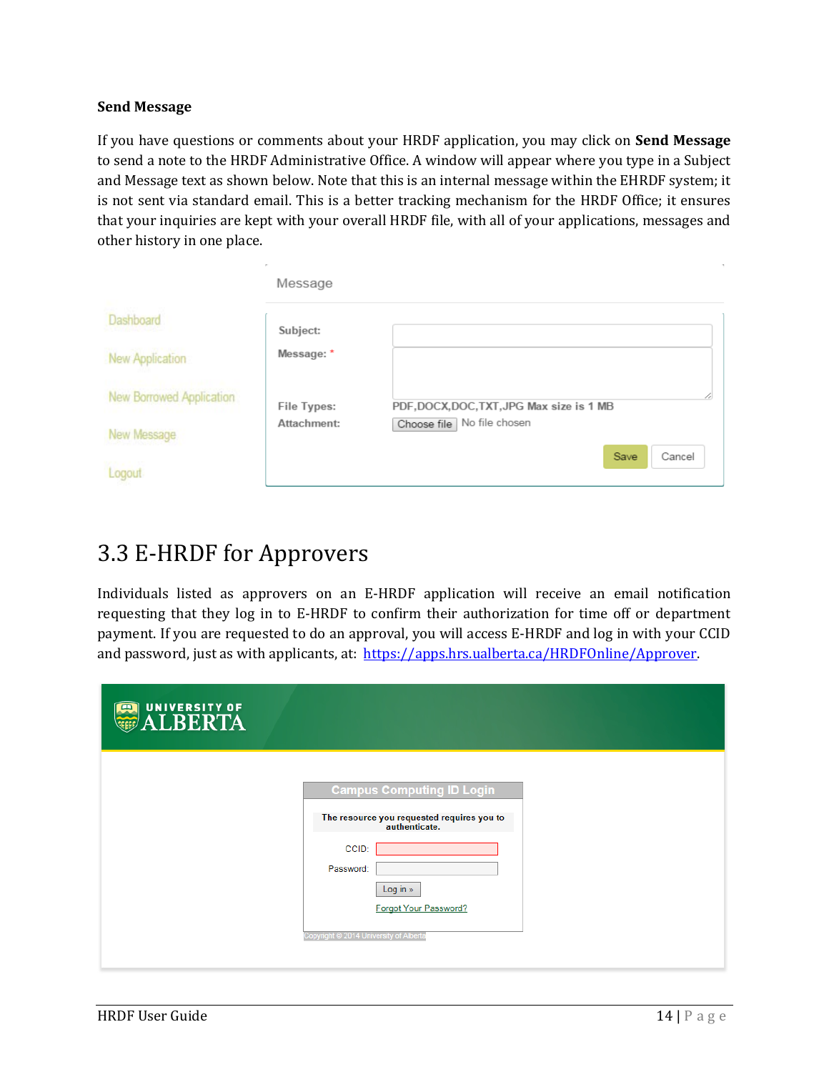**Send Message**

If you have questions or comments about your HRDF application, you may click on **Send Message** to send a note to the HRDF Administrative Office. A window will appear where you type in a Subject and Message text as shown below. Note that this is an internal message within the EHRDF system; it is not sent via standard email. This is a better tracking mechanism for the HRDF Office; it ensures that your inquiries are kept with your overall HRDF file, with all of your applications, messages and other history in one place.

Message

Dashboard

New Application

New Borrowed Application

New Message

Logout

Subject:

Message: *

File Types: PDF,DOCX,DOC,TXT,JPG Max size is 1 MB

Attachment: Choose file No file chosen

Save Cancel

## 3.3 E-HRDF for Approvers

Individuals listed as approvers on an E-HRDF application will receive an email notification requesting that they log in to E-HRDF to confirm their authorization for time off or department payment. If you are requested to do an approval, you will access E-HRDF and log in with your CCID and password, just as with applicants, at: https://apps.hrs.ualberta.ca/HRDFOnline/Approver.

UNIVERSITY OF ALBERTA

Campus Computing ID Login

The resource you requested requires you to authenticate.

CCID:

Password:

Log in »

Forgot Your Password?

Copyright © 2014 University of Alberta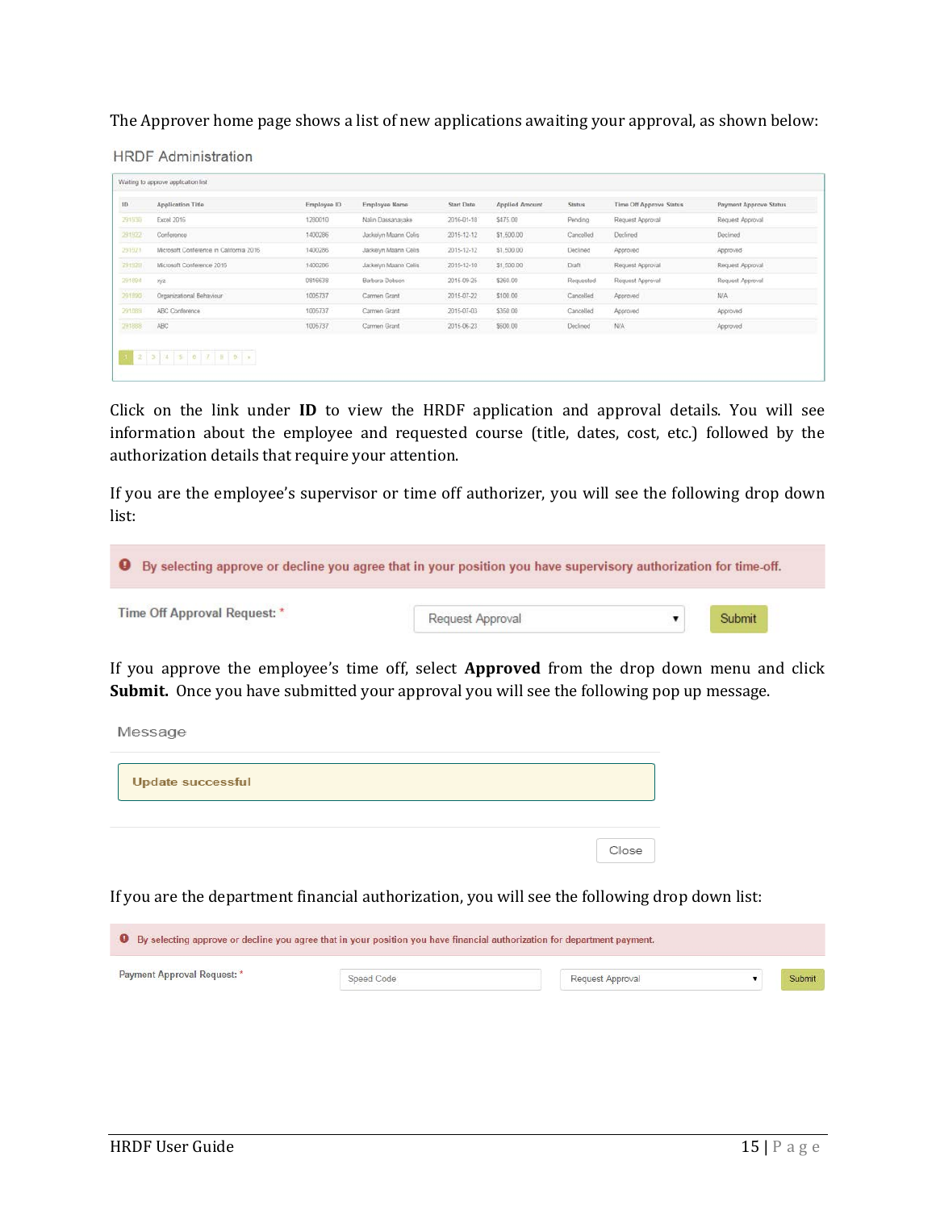The Approver home page shows a list of new applications awaiting your approval, as shown below:

HRDF Administration

Waiting to approve application list

| ID | Application Title | Employee ID | Employee Name | Start Date | Applied Amount | Status | Time Off Approve Status | Payment Approve Status |
|---|---|---|---|---|---|---|---|---|
| 291530 | Excel 2016 | 1290010 | Nalin Dassanayake | 2016-01-18 | $475.00 | Pending | Request Approval | Request Approval |
| 291522 | Conference | 1400286 | Jackelyn Maann Celis | 2015-12-12 | $1,500.00 | Cancelled | Declined | Declined |
| 291521 | Microsoft Conference in California 2016 | 1400286 | Jackelyn Maann Celis | 2015-12-12 | $1,500.00 | Declined | Approved | Approved |
| 291520 | Microsoft Conference 2015 | 1400286 | Jackelyn Maann Celis | 2015-12-18 | $1,500.00 | Draft | Request Approval | Request Approval |
| 291894 | xyz | 0816638 | Barbara Dobson | 2015-09-25 | $260.00 | Requested | Request Approval | Request Approval |
| 291890 | Organizational Behaviour | 1005737 | Carmen Grant | 2015-07-22 | $100.00 | Cancelled | Approved | N/A |
| 291889 | ABC Conference | 1005737 | Carmen Grant | 2015-07-03 | $350.00 | Cancelled | Approved | Approved |
| 291888 | ABC | 1005737 | Carmen Grant | 2015-06-23 | $600.00 | Declined | N/A | Approved |

1 2 3 4 5 6 7 8 9 »

Click on the link under **ID** to view the HRDF application and approval details. You will see information about the employee and requested course (title, dates, cost, etc.) followed by the authorization details that require your attention.

If you are the employee's supervisor or time off authorizer, you will see the following drop down list:

By selecting approve or decline you agree that in your position you have supervisory authorization for time-off.

Time Off Approval Request: * [Request Approval ▾] [Submit]

If you approve the employee's time off, select **Approved** from the drop down menu and click **Submit.** Once you have submitted your approval you will see the following pop up message.

Message

Update successful

[Close]

If you are the department financial authorization, you will see the following drop down list:

By selecting approve or decline you agree that in your position you have financial authorization for department payment.

Payment Approval Request: * [Speed Code] [Request Approval ▾] [Submit]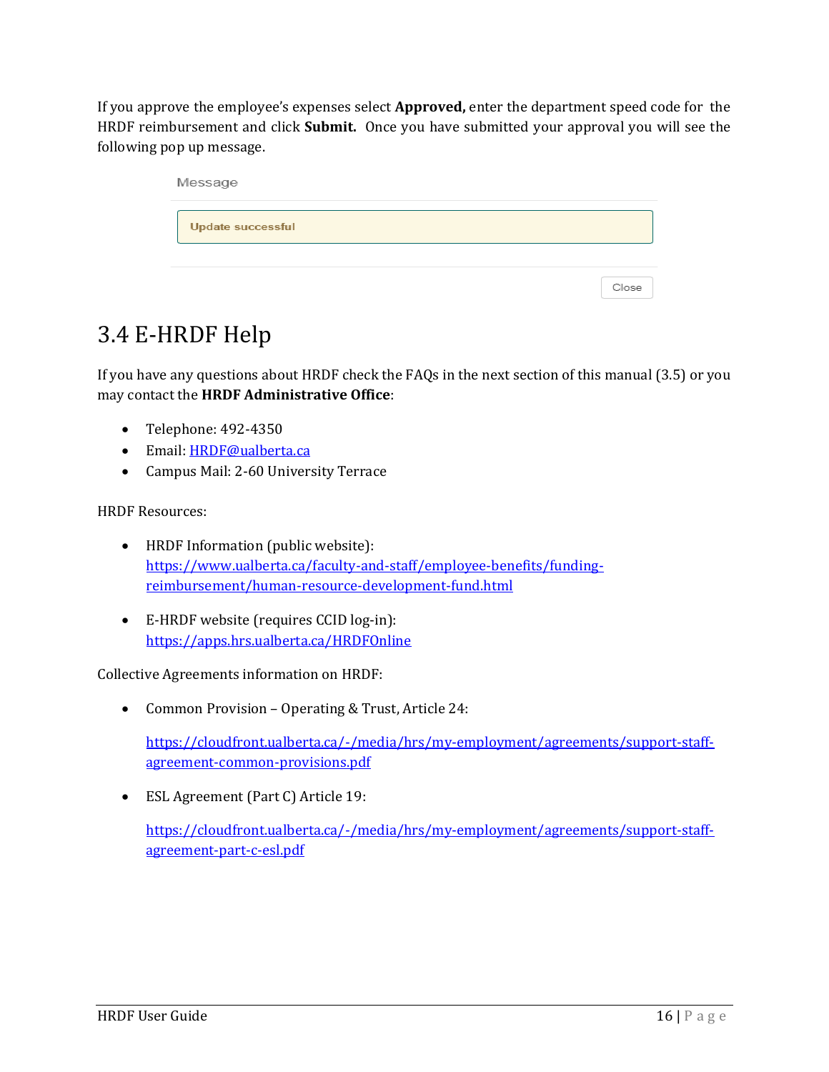If you approve the employee's expenses select **Approved,** enter the department speed code for the HRDF reimbursement and click **Submit.** Once you have submitted your approval you will see the following pop up message.

Message

Update successful

Close

## 3.4 E-HRDF Help

If you have any questions about HRDF check the FAQs in the next section of this manual (3.5) or you may contact the **HRDF Administrative Office**:

- Telephone: 492-4350
- Email: HRDF@ualberta.ca
- Campus Mail: 2-60 University Terrace

HRDF Resources:

- HRDF Information (public website):
  https://www.ualberta.ca/faculty-and-staff/employee-benefits/funding-reimbursement/human-resource-development-fund.html

- E-HRDF website (requires CCID log-in):
  https://apps.hrs.ualberta.ca/HRDFOnline

Collective Agreements information on HRDF:

- Common Provision – Operating & Trust, Article 24:

  https://cloudfront.ualberta.ca/-/media/hrs/my-employment/agreements/support-staff-agreement-common-provisions.pdf

- ESL Agreement (Part C) Article 19:

  https://cloudfront.ualberta.ca/-/media/hrs/my-employment/agreements/support-staff-agreement-part-c-esl.pdf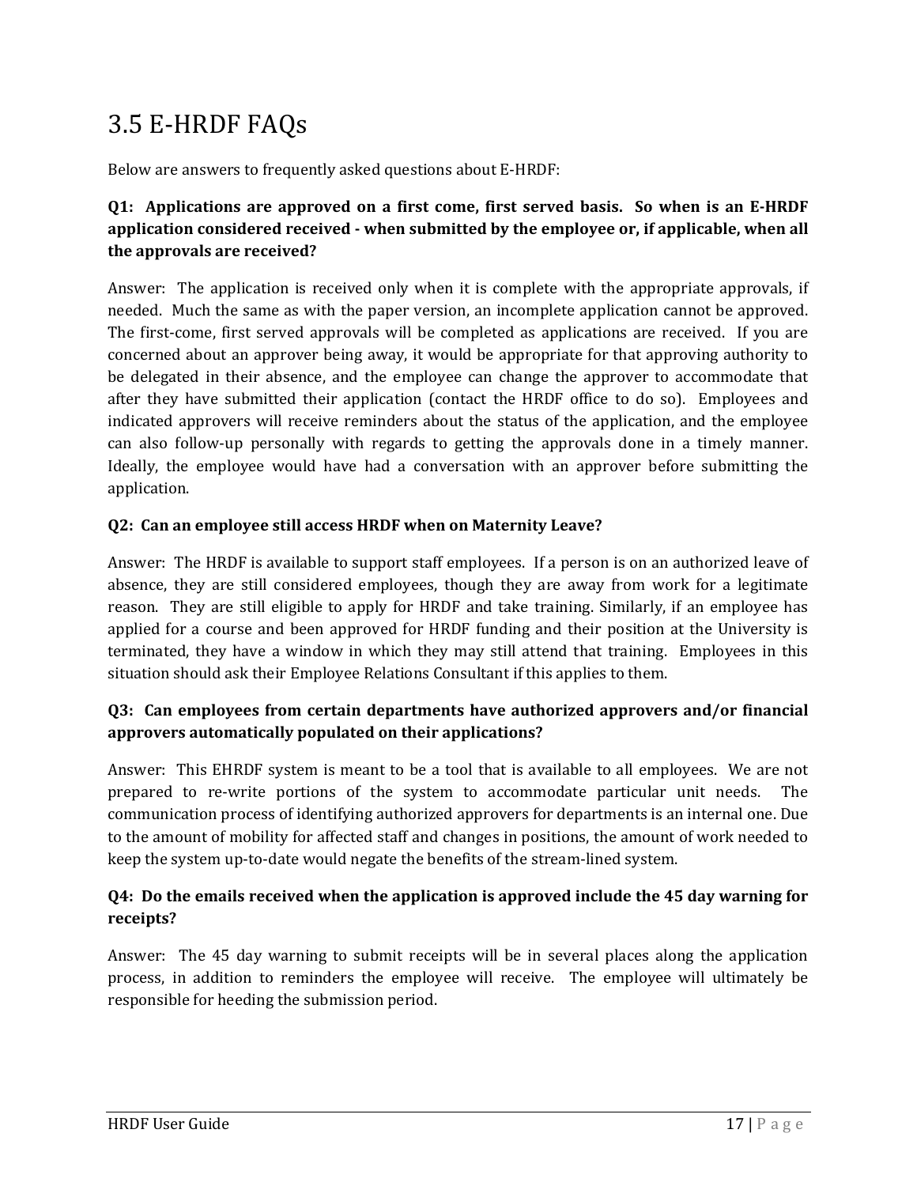## 3.5 E-HRDF FAQs

Below are answers to frequently asked questions about E-HRDF:

**Q1: Applications are approved on a first come, first served basis. So when is an E-HRDF application considered received - when submitted by the employee or, if applicable, when all the approvals are received?**

Answer: The application is received only when it is complete with the appropriate approvals, if needed. Much the same as with the paper version, an incomplete application cannot be approved. The first-come, first served approvals will be completed as applications are received. If you are concerned about an approver being away, it would be appropriate for that approving authority to be delegated in their absence, and the employee can change the approver to accommodate that after they have submitted their application (contact the HRDF office to do so). Employees and indicated approvers will receive reminders about the status of the application, and the employee can also follow-up personally with regards to getting the approvals done in a timely manner. Ideally, the employee would have had a conversation with an approver before submitting the application.

**Q2: Can an employee still access HRDF when on Maternity Leave?**

Answer: The HRDF is available to support staff employees. If a person is on an authorized leave of absence, they are still considered employees, though they are away from work for a legitimate reason. They are still eligible to apply for HRDF and take training. Similarly, if an employee has applied for a course and been approved for HRDF funding and their position at the University is terminated, they have a window in which they may still attend that training. Employees in this situation should ask their Employee Relations Consultant if this applies to them.

**Q3: Can employees from certain departments have authorized approvers and/or financial approvers automatically populated on their applications?**

Answer: This EHRDF system is meant to be a tool that is available to all employees. We are not prepared to re-write portions of the system to accommodate particular unit needs. The communication process of identifying authorized approvers for departments is an internal one. Due to the amount of mobility for affected staff and changes in positions, the amount of work needed to keep the system up-to-date would negate the benefits of the stream-lined system.

**Q4: Do the emails received when the application is approved include the 45 day warning for receipts?**

Answer: The 45 day warning to submit receipts will be in several places along the application process, in addition to reminders the employee will receive. The employee will ultimately be responsible for heeding the submission period.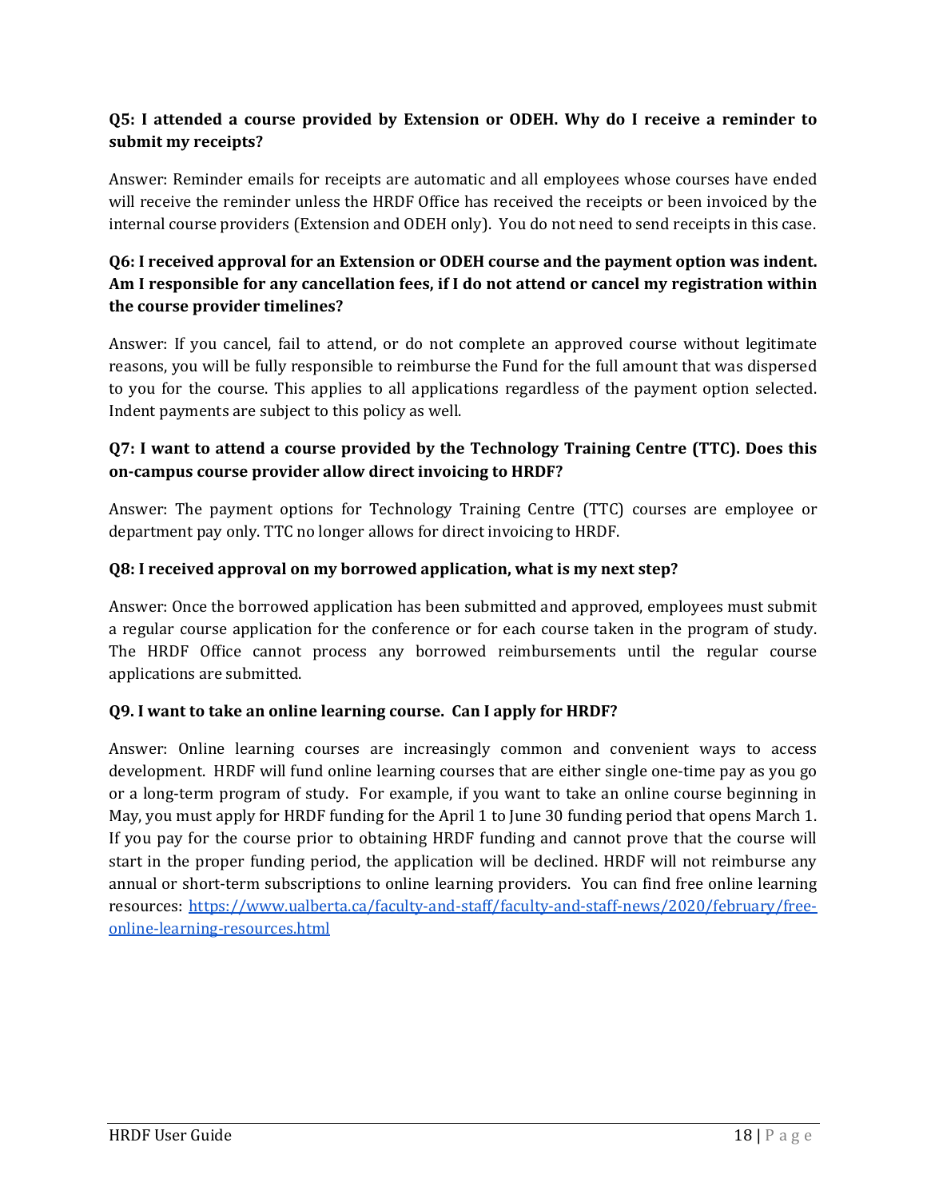**Q5: I attended a course provided by Extension or ODEH. Why do I receive a reminder to submit my receipts?**

Answer: Reminder emails for receipts are automatic and all employees whose courses have ended will receive the reminder unless the HRDF Office has received the receipts or been invoiced by the internal course providers (Extension and ODEH only). You do not need to send receipts in this case.

**Q6: I received approval for an Extension or ODEH course and the payment option was indent. Am I responsible for any cancellation fees, if I do not attend or cancel my registration within the course provider timelines?**

Answer: If you cancel, fail to attend, or do not complete an approved course without legitimate reasons, you will be fully responsible to reimburse the Fund for the full amount that was dispersed to you for the course. This applies to all applications regardless of the payment option selected. Indent payments are subject to this policy as well.

**Q7: I want to attend a course provided by the Technology Training Centre (TTC). Does this on-campus course provider allow direct invoicing to HRDF?**

Answer: The payment options for Technology Training Centre (TTC) courses are employee or department pay only. TTC no longer allows for direct invoicing to HRDF.

**Q8: I received approval on my borrowed application, what is my next step?**

Answer: Once the borrowed application has been submitted and approved, employees must submit a regular course application for the conference or for each course taken in the program of study. The HRDF Office cannot process any borrowed reimbursements until the regular course applications are submitted.

**Q9. I want to take an online learning course. Can I apply for HRDF?**

Answer: Online learning courses are increasingly common and convenient ways to access development. HRDF will fund online learning courses that are either single one-time pay as you go or a long-term program of study. For example, if you want to take an online course beginning in May, you must apply for HRDF funding for the April 1 to June 30 funding period that opens March 1. If you pay for the course prior to obtaining HRDF funding and cannot prove that the course will start in the proper funding period, the application will be declined. HRDF will not reimburse any annual or short-term subscriptions to online learning providers. You can find free online learning resources: [https://www.ualberta.ca/faculty-and-staff/faculty-and-staff-news/2020/february/free-online-learning-resources.html](https://www.ualberta.ca/faculty-and-staff/faculty-and-staff-news/2020/february/free-online-learning-resources.html)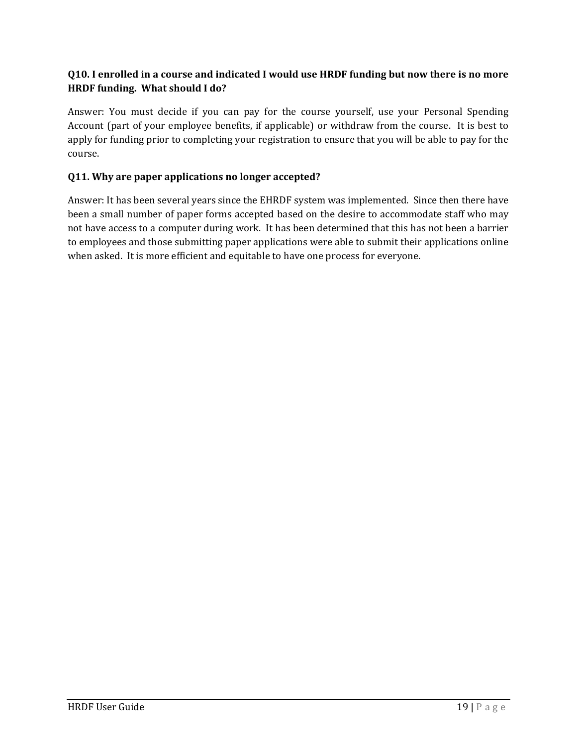**Q10. I enrolled in a course and indicated I would use HRDF funding but now there is no more HRDF funding. What should I do?**

Answer: You must decide if you can pay for the course yourself, use your Personal Spending Account (part of your employee benefits, if applicable) or withdraw from the course. It is best to apply for funding prior to completing your registration to ensure that you will be able to pay for the course.

**Q11. Why are paper applications no longer accepted?**

Answer: It has been several years since the EHRDF system was implemented. Since then there have been a small number of paper forms accepted based on the desire to accommodate staff who may not have access to a computer during work. It has been determined that this has not been a barrier to employees and those submitting paper applications were able to submit their applications online when asked. It is more efficient and equitable to have one process for everyone.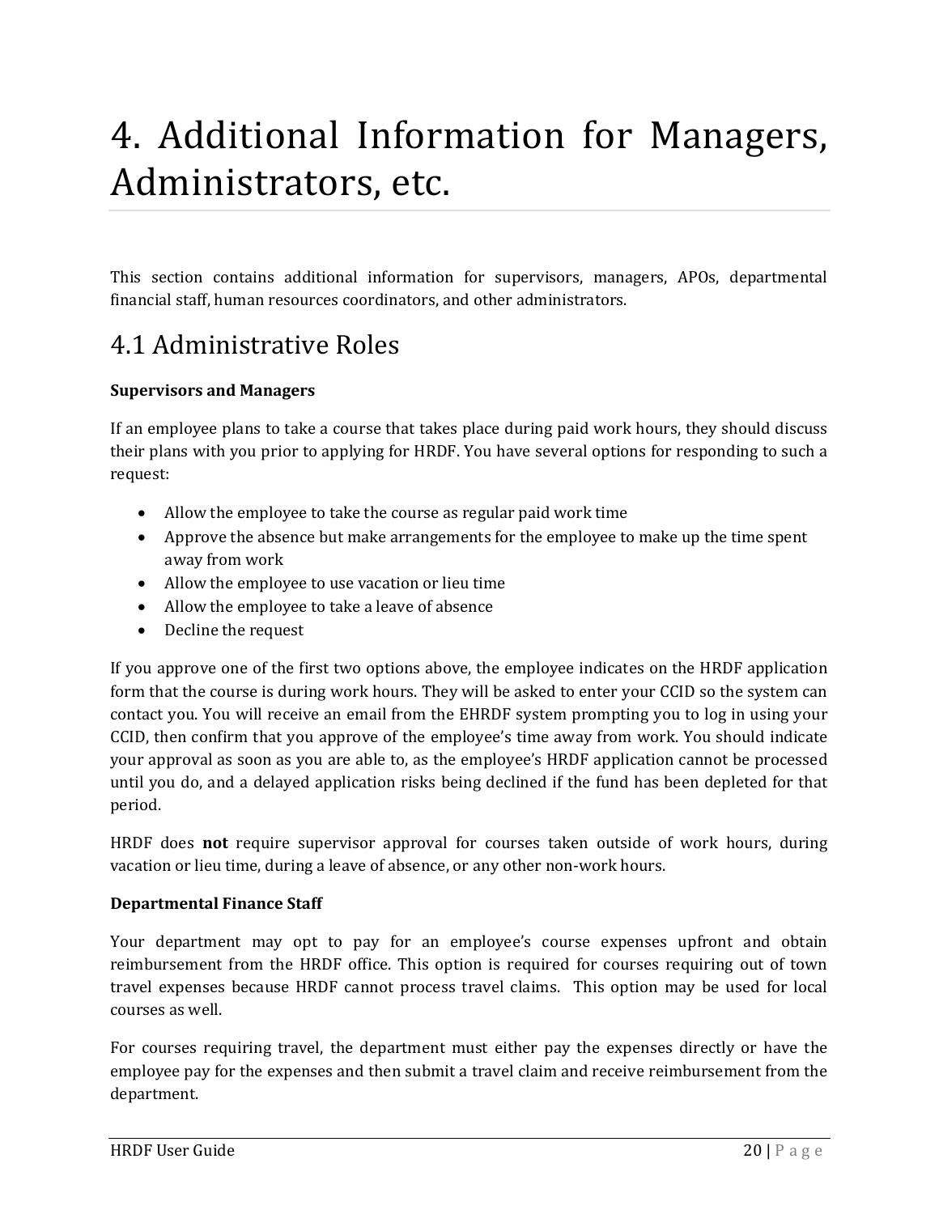# 4. Additional Information for Managers, Administrators, etc.

This section contains additional information for supervisors, managers, APOs, departmental financial staff, human resources coordinators, and other administrators.

## 4.1 Administrative Roles

**Supervisors and Managers**

If an employee plans to take a course that takes place during paid work hours, they should discuss their plans with you prior to applying for HRDF. You have several options for responding to such a request:

- Allow the employee to take the course as regular paid work time
- Approve the absence but make arrangements for the employee to make up the time spent away from work
- Allow the employee to use vacation or lieu time
- Allow the employee to take a leave of absence
- Decline the request

If you approve one of the first two options above, the employee indicates on the HRDF application form that the course is during work hours. They will be asked to enter your CCID so the system can contact you. You will receive an email from the EHRDF system prompting you to log in using your CCID, then confirm that you approve of the employee's time away from work. You should indicate your approval as soon as you are able to, as the employee's HRDF application cannot be processed until you do, and a delayed application risks being declined if the fund has been depleted for that period.

HRDF does **not** require supervisor approval for courses taken outside of work hours, during vacation or lieu time, during a leave of absence, or any other non-work hours.

**Departmental Finance Staff**

Your department may opt to pay for an employee's course expenses upfront and obtain reimbursement from the HRDF office. This option is required for courses requiring out of town travel expenses because HRDF cannot process travel claims. This option may be used for local courses as well.

For courses requiring travel, the department must either pay the expenses directly or have the employee pay for the expenses and then submit a travel claim and receive reimbursement from the department.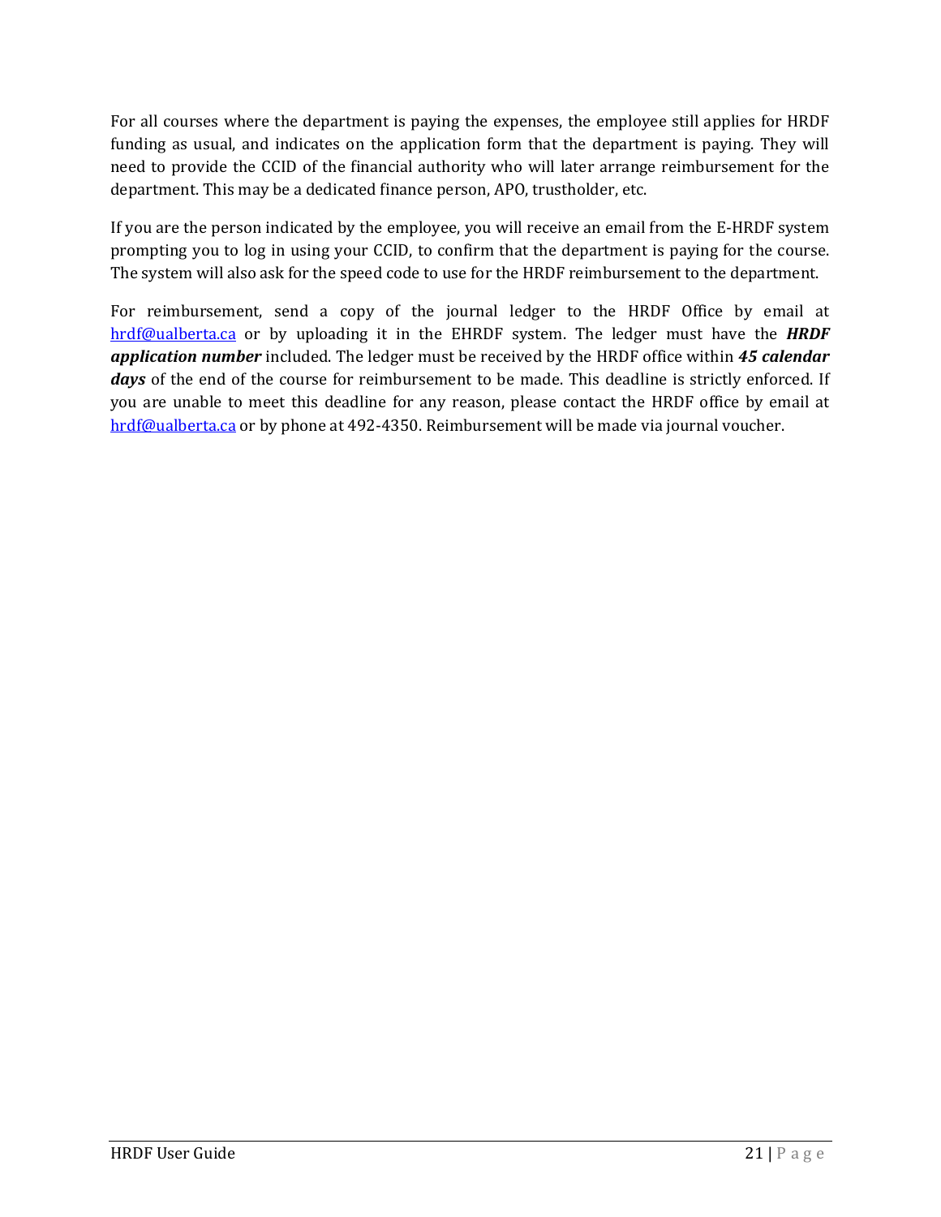For all courses where the department is paying the expenses, the employee still applies for HRDF funding as usual, and indicates on the application form that the department is paying. They will need to provide the CCID of the financial authority who will later arrange reimbursement for the department. This may be a dedicated finance person, APO, trustholder, etc.

If you are the person indicated by the employee, you will receive an email from the E-HRDF system prompting you to log in using your CCID, to confirm that the department is paying for the course. The system will also ask for the speed code to use for the HRDF reimbursement to the department.

For reimbursement, send a copy of the journal ledger to the HRDF Office by email at hrdf@ualberta.ca or by uploading it in the EHRDF system. The ledger must have the ***HRDF application number*** included. The ledger must be received by the HRDF office within ***45 calendar days*** of the end of the course for reimbursement to be made. This deadline is strictly enforced. If you are unable to meet this deadline for any reason, please contact the HRDF office by email at hrdf@ualberta.ca or by phone at 492-4350. Reimbursement will be made via journal voucher.